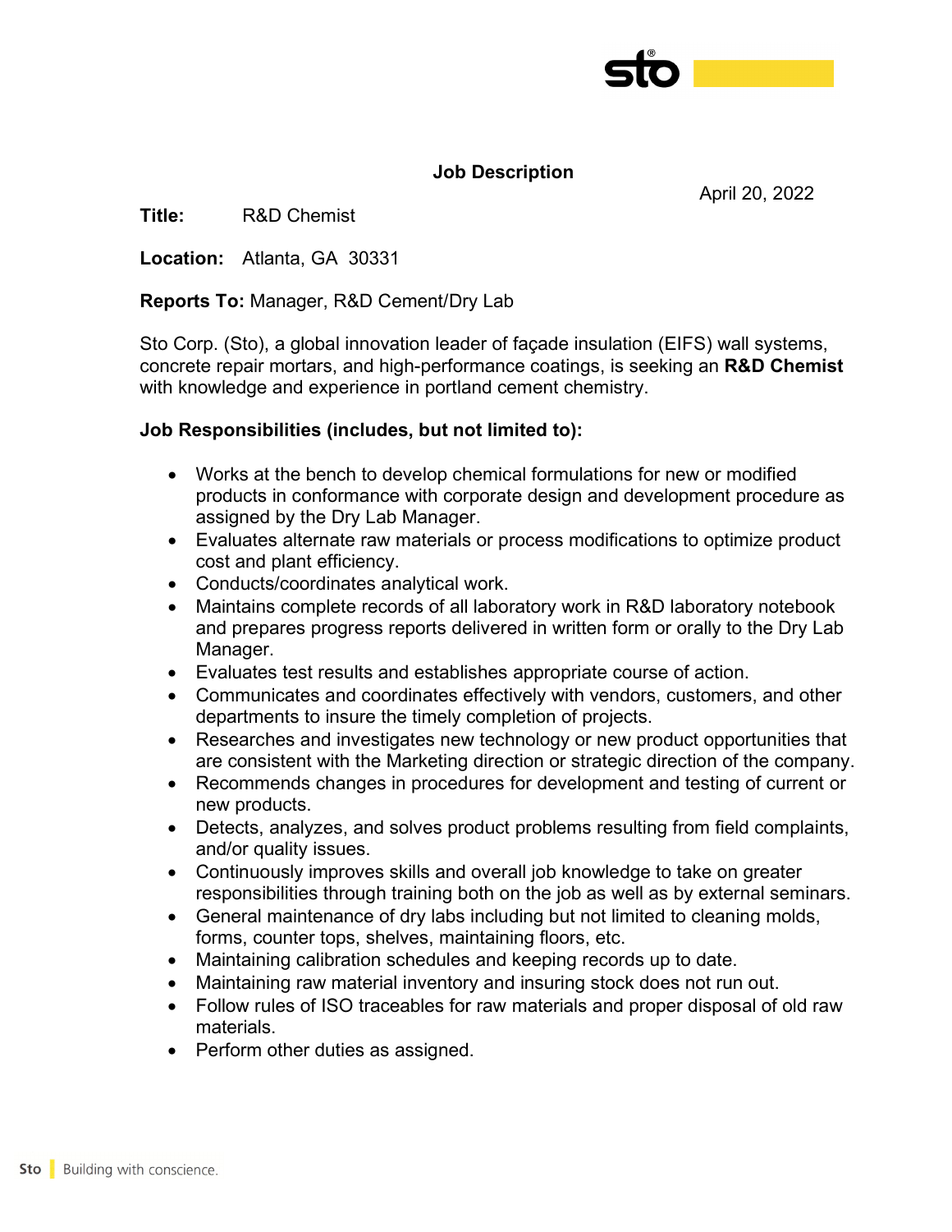# Job Description

April 20, 2022

**Title:** R&D Chemist

**Location:** Atlanta, GA 30331

**Reports To:** Manager, R&D Cement/Dry Lab

Sto Corp. (Sto), a global innovation leader of façade insulation (EIFS) wall systems, concrete repair mortars, and high-performance coatings, is seeking an **R&D Chemist** with knowledge and experience in portland cement chemistry.

**Job Responsibilities (includes, but not limited to):**

- Works at the bench to develop chemical formulations for new or modified products in conformance with corporate design and development procedure as assigned by the Dry Lab Manager.
- Evaluates alternate raw materials or process modifications to optimize product cost and plant efficiency.
- Conducts/coordinates analytical work.
- Maintains complete records of all laboratory work in R&D laboratory notebook and prepares progress reports delivered in written form or orally to the Dry Lab Manager.
- Evaluates test results and establishes appropriate course of action.
- Communicates and coordinates effectively with vendors, customers, and other departments to insure the timely completion of projects.
- Researches and investigates new technology or new product opportunities that are consistent with the Marketing direction or strategic direction of the company.
- Recommends changes in procedures for development and testing of current or new products.
- Detects, analyzes, and solves product problems resulting from field complaints, and/or quality issues.
- Continuously improves skills and overall job knowledge to take on greater responsibilities through training both on the job as well as by external seminars.
- General maintenance of dry labs including but not limited to cleaning molds, forms, counter tops, shelves, maintaining floors, etc.
- Maintaining calibration schedules and keeping records up to date.
- Maintaining raw material inventory and insuring stock does not run out.
- Follow rules of ISO traceables for raw materials and proper disposal of old raw materials.
- Perform other duties as assigned.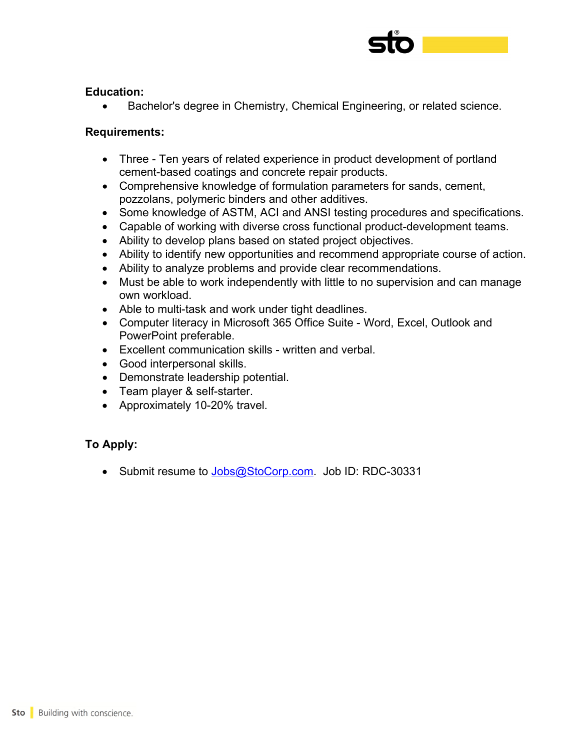**Education:**

- Bachelor's degree in Chemistry, Chemical Engineering, or related science.

**Requirements:**

- Three - Ten years of related experience in product development of portland cement-based coatings and concrete repair products.
- Comprehensive knowledge of formulation parameters for sands, cement, pozzolans, polymeric binders and other additives.
- Some knowledge of ASTM, ACI and ANSI testing procedures and specifications.
- Capable of working with diverse cross functional product-development teams.
- Ability to develop plans based on stated project objectives.
- Ability to identify new opportunities and recommend appropriate course of action.
- Ability to analyze problems and provide clear recommendations.
- Must be able to work independently with little to no supervision and can manage own workload.
- Able to multi-task and work under tight deadlines.
- Computer literacy in Microsoft 365 Office Suite - Word, Excel, Outlook and PowerPoint preferable.
- Excellent communication skills - written and verbal.
- Good interpersonal skills.
- Demonstrate leadership potential.
- Team player & self-starter.
- Approximately 10-20% travel.

**To Apply:**

- Submit resume to Jobs@StoCorp.com. Job ID: RDC-30331